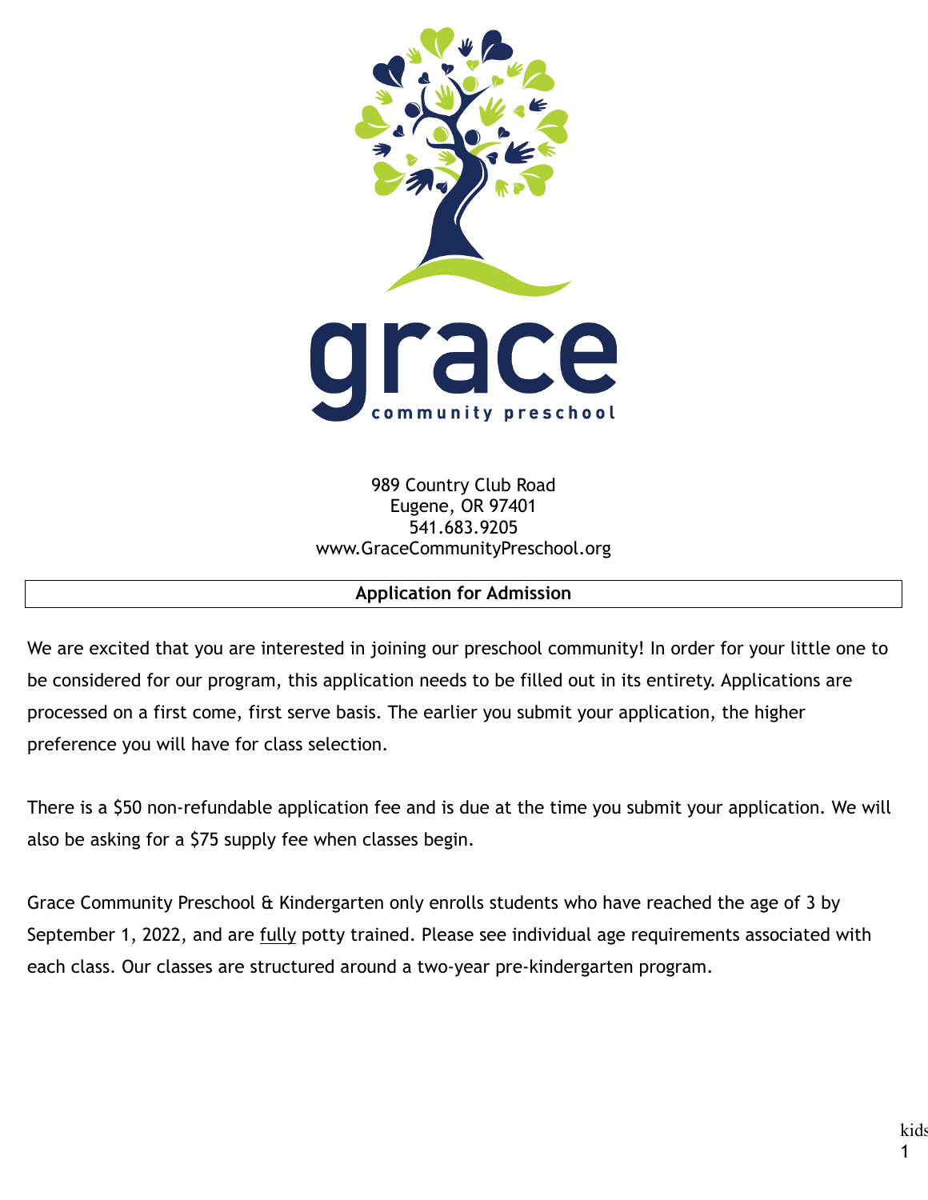# grace community preschool

989 Country Club Road
Eugene, OR 97401
541.683.9205
www.GraceCommunityPreschool.org

## Application for Admission

We are excited that you are interested in joining our preschool community! In order for your little one to be considered for our program, this application needs to be filled out in its entirety. Applications are processed on a first come, first serve basis. The earlier you submit your application, the higher preference you will have for class selection.

There is a $50 non-refundable application fee and is due at the time you submit your application. We will also be asking for a $75 supply fee when classes begin.

Grace Community Preschool & Kindergarten only enrolls students who have reached the age of 3 by September 1, 2022, and are fully potty trained. Please see individual age requirements associated with each class. Our classes are structured around a two-year pre-kindergarten program.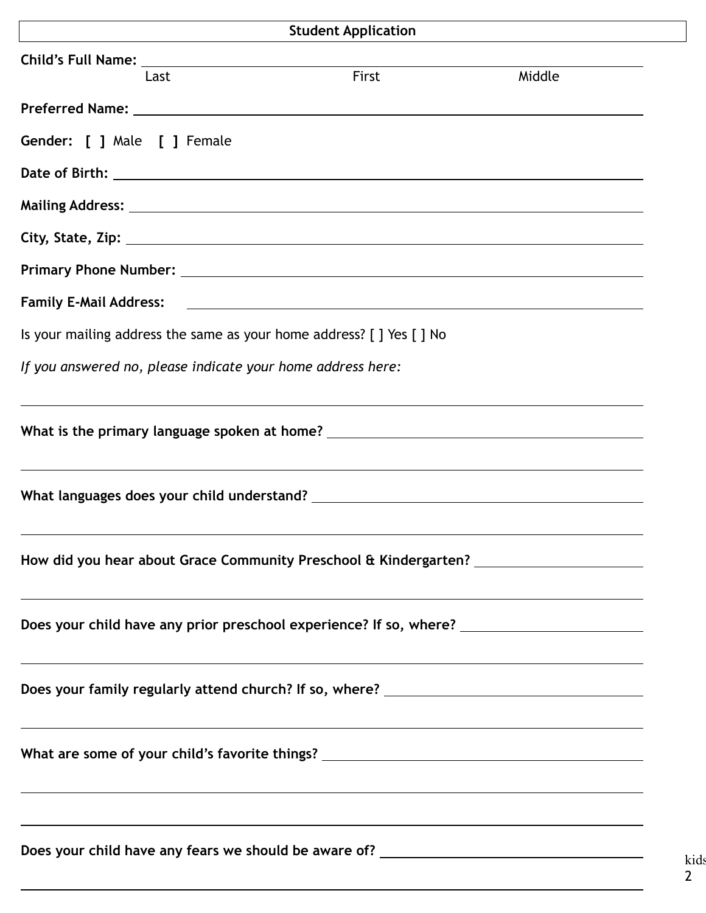## Student Application

**Child's Full Name:** ______________________________________________

Last First Middle

**Preferred Name:** ______________________________________________

**Gender:** **[ ]** Male **[ ]** Female

**Date of Birth:** ______________________________________________

**Mailing Address:** ______________________________________________

**City, State, Zip:** ______________________________________________

**Primary Phone Number:** ______________________________________________

**Family E-Mail Address:** ______________________________________________

Is your mailing address the same as your home address? [ ] Yes [ ] No

*If you answered no, please indicate your home address here:*

______________________________________________

**What is the primary language spoken at home?** ______________________________________________

______________________________________________

**What languages does your child understand?** ______________________________________________

______________________________________________

**How did you hear about Grace Community Preschool & Kindergarten?** ______________________

______________________________________________

**Does your child have any prior preschool experience? If so, where?** ______________________

______________________________________________

**Does your family regularly attend church? If so, where?** ______________________________

______________________________________________

**What are some of your child's favorite things?** ______________________________________________

______________________________________________

______________________________________________

**Does your child have any fears we should be aware of?** ______________________________________________

______________________________________________

kids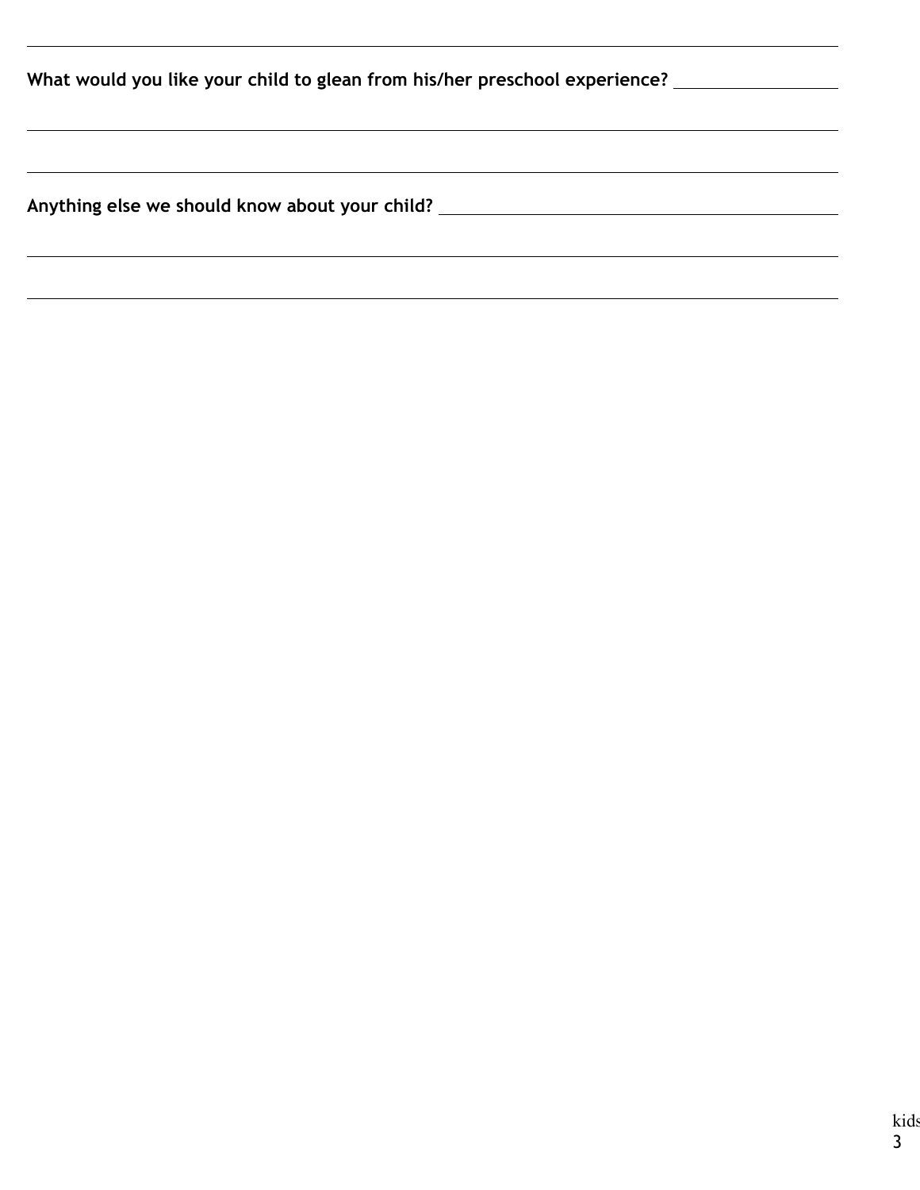**What would you like your child to glean from his/her preschool experience?** \_\_\_\_\_\_\_\_\_\_\_\_\_\_\_\_

\_\_\_\_\_\_\_\_\_\_\_\_\_\_\_\_\_\_\_\_\_\_\_\_\_\_\_\_\_\_\_\_\_\_\_\_\_\_\_\_\_\_\_\_\_\_\_\_\_\_\_\_\_\_\_\_\_\_\_\_\_\_\_\_\_\_\_\_\_\_\_\_\_\_\_\_\_\_

\_\_\_\_\_\_\_\_\_\_\_\_\_\_\_\_\_\_\_\_\_\_\_\_\_\_\_\_\_\_\_\_\_\_\_\_\_\_\_\_\_\_\_\_\_\_\_\_\_\_\_\_\_\_\_\_\_\_\_\_\_\_\_\_\_\_\_\_\_\_\_\_\_\_\_\_\_\_

**Anything else we should know about your child?** \_\_\_\_\_\_\_\_\_\_\_\_\_\_\_\_\_\_\_\_\_\_\_\_\_\_\_\_\_\_\_\_\_\_\_\_\_\_\_\_

\_\_\_\_\_\_\_\_\_\_\_\_\_\_\_\_\_\_\_\_\_\_\_\_\_\_\_\_\_\_\_\_\_\_\_\_\_\_\_\_\_\_\_\_\_\_\_\_\_\_\_\_\_\_\_\_\_\_\_\_\_\_\_\_\_\_\_\_\_\_\_\_\_\_\_\_\_\_

\_\_\_\_\_\_\_\_\_\_\_\_\_\_\_\_\_\_\_\_\_\_\_\_\_\_\_\_\_\_\_\_\_\_\_\_\_\_\_\_\_\_\_\_\_\_\_\_\_\_\_\_\_\_\_\_\_\_\_\_\_\_\_\_\_\_\_\_\_\_\_\_\_\_\_\_\_\_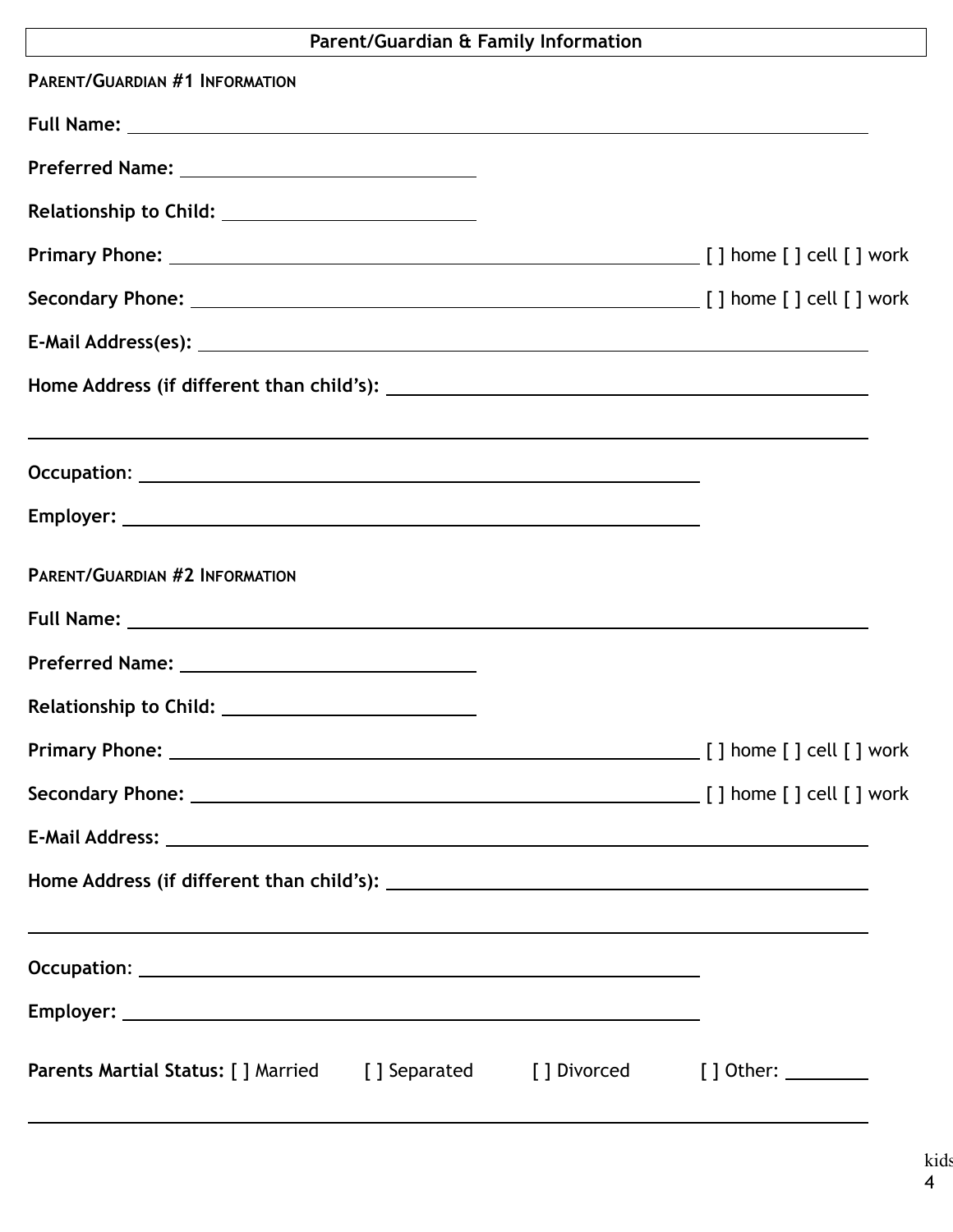## Parent/Guardian & Family Information

### Parent/Guardian #1 Information

**Full Name:** ______________________________________________

**Preferred Name:** ____________________

**Relationship to Child:** ____________________

**Primary Phone:** ________________________________ [ ] home [ ] cell [ ] work

**Secondary Phone:** ________________________________ [ ] home [ ] cell [ ] work

**E-Mail Address(es):** ______________________________________________

**Home Address (if different than child's):** ______________________________

______________________________________________

**Occupation:** ________________________________

**Employer:** ________________________________

### Parent/Guardian #2 Information

**Full Name:** ______________________________________________

**Preferred Name:** ____________________

**Relationship to Child:** ____________________

**Primary Phone:** ________________________________ [ ] home [ ] cell [ ] work

**Secondary Phone:** ________________________________ [ ] home [ ] cell [ ] work

**E-Mail Address:** ______________________________________________

**Home Address (if different than child's):** ______________________________

______________________________________________

**Occupation:** ________________________________

**Employer:** ________________________________

**Parents Martial Status:** [ ] Married [ ] Separated [ ] Divorced [ ] Other: ________

______________________________________________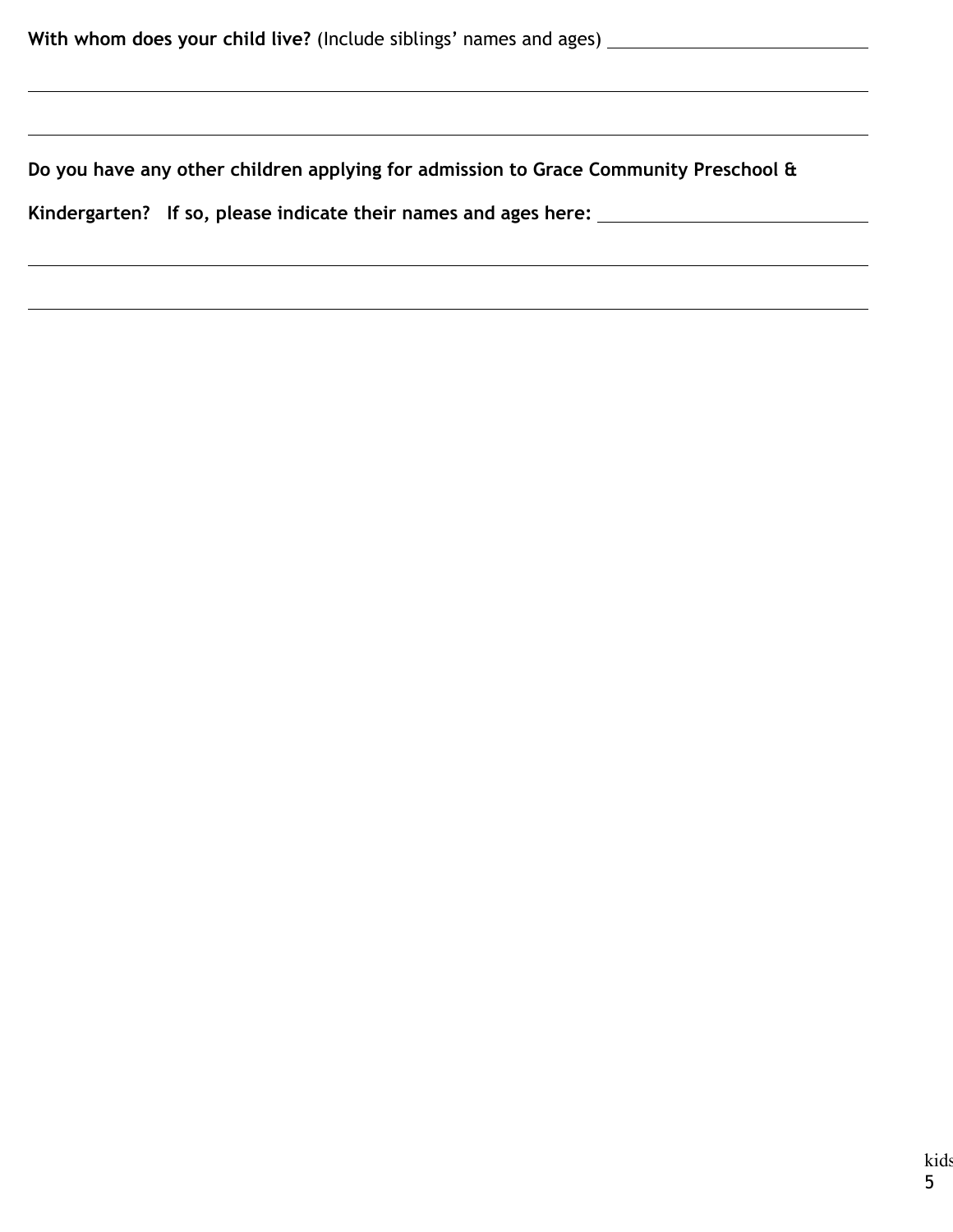**With whom does your child live?** (Include siblings' names and ages) ______________________

_____________________________________________________________________________

_____________________________________________________________________________

**Do you have any other children applying for admission to Grace Community Preschool & Kindergarten? If so, please indicate their names and ages here:** ______________________

_____________________________________________________________________________

_____________________________________________________________________________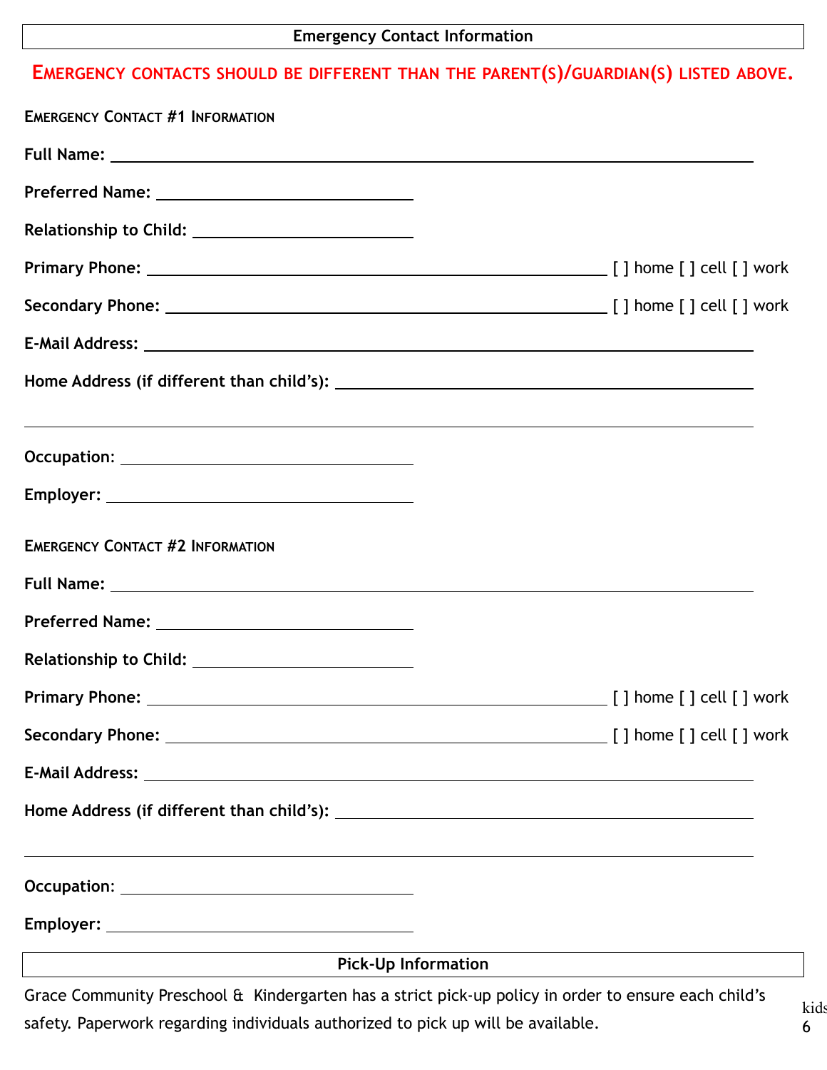## Emergency Contact Information

**EMERGENCY CONTACTS SHOULD BE DIFFERENT THAN THE PARENT(S)/GUARDIAN(S) LISTED ABOVE.**

### EMERGENCY CONTACT #1 INFORMATION

**Full Name:** ____________________________________________

**Preferred Name:** ____________________

**Relationship to Child:** ____________________

**Primary Phone:** ________________________________ [ ] home [ ] cell [ ] work

**Secondary Phone:** ________________________________ [ ] home [ ] cell [ ] work

**E-Mail Address:** ____________________________________________

**Home Address (if different than child's):** ______________________________

____________________________________________

**Occupation:** ____________________

**Employer:** ____________________

### EMERGENCY CONTACT #2 INFORMATION

**Full Name:** ____________________________________________

**Preferred Name:** ____________________

**Relationship to Child:** ____________________

**Primary Phone:** ________________________________ [ ] home [ ] cell [ ] work

**Secondary Phone:** ________________________________ [ ] home [ ] cell [ ] work

**E-Mail Address:** ____________________________________________

**Home Address (if different than child's):** ______________________________

____________________________________________

**Occupation:** ____________________

**Employer:** ____________________

## Pick-Up Information

Grace Community Preschool & Kindergarten has a strict pick-up policy in order to ensure each child's safety. Paperwork regarding individuals authorized to pick up will be available.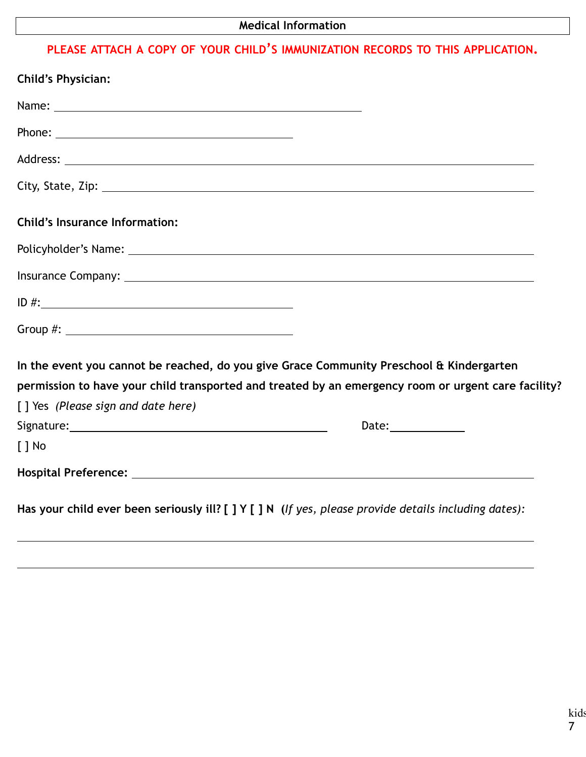## Medical Information

**PLEASE ATTACH A COPY OF YOUR CHILD'S IMMUNIZATION RECORDS TO THIS APPLICATION.**

**Child's Physician:**

Name: ______________________________________________

Phone: ____________________________________

Address: ______________________________________________________________________

City, State, Zip: ________________________________________________________________

**Child's Insurance Information:**

Policyholder's Name: ____________________________________________________________

Insurance Company: _____________________________________________________________

ID #:______________________________________

Group #: __________________________________

**In the event you cannot be reached, do you give Grace Community Preschool & Kindergarten permission to have your child transported and treated by an emergency room or urgent care facility?**

[ ] Yes *(Please sign and date here)*

Signature:________________________________________ Date:___________

[ ] No

**Hospital Preference:** ____________________________________________________________

**Has your child ever been seriously ill? [ ] Y [ ] N (***If yes, please provide details including dates):*

_______________________________________________________________________________

_______________________________________________________________________________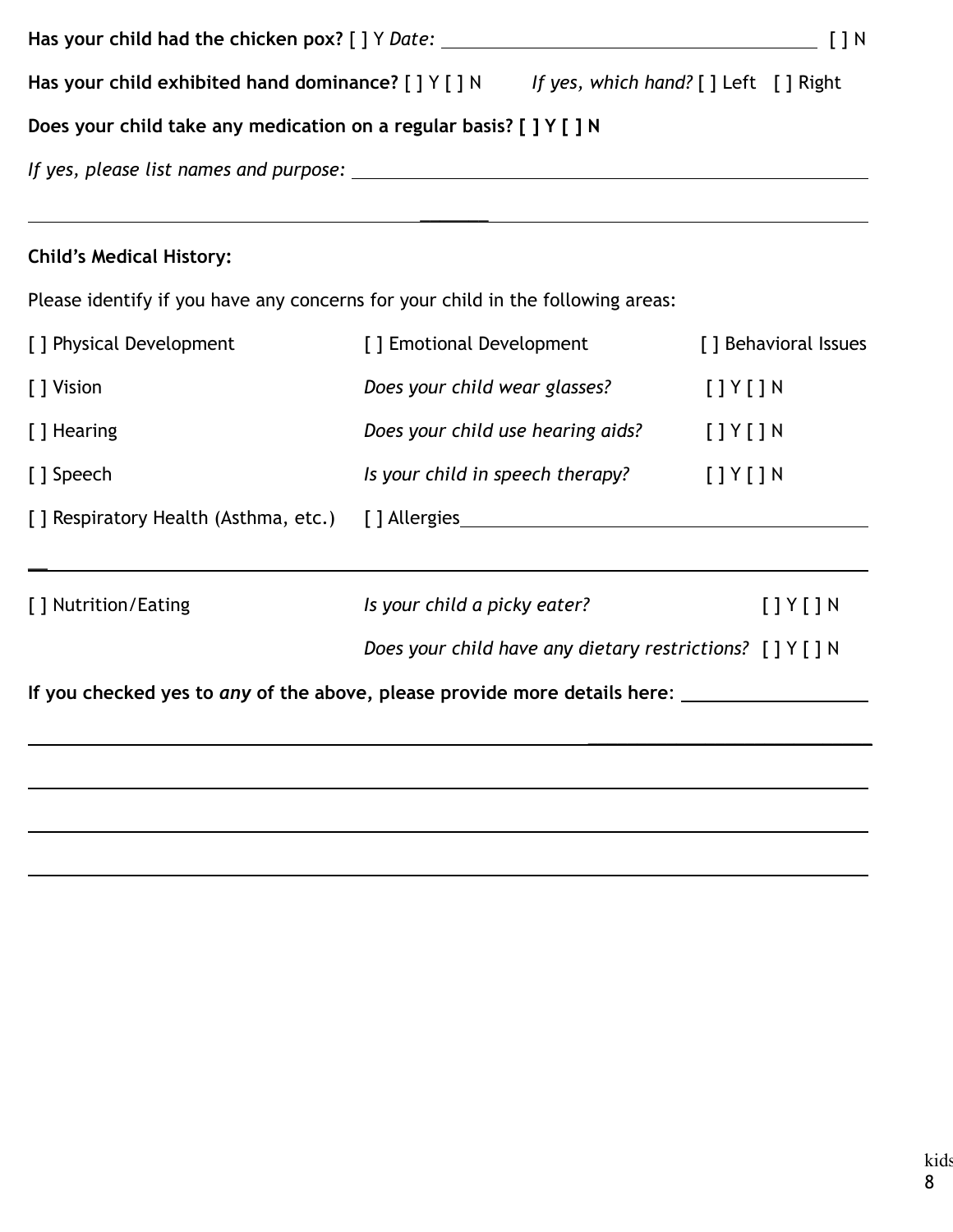**Has your child had the chicken pox?** [ ] Y *Date:* ______________________________ [ ] N

**Has your child exhibited hand dominance?** [ ] Y [ ] N *If yes, which hand?* [ ] Left [ ] Right

**Does your child take any medication on a regular basis? [ ] Y [ ] N**

*If yes, please list names and purpose:* ______________________________

______________________________________________________________

**Child's Medical History:**

Please identify if you have any concerns for your child in the following areas:

[ ] Physical Development [ ] Emotional Development [ ] Behavioral Issues

[ ] Vision *Does your child wear glasses?* [ ] Y [ ] N

[ ] Hearing *Does your child use hearing aids?* [ ] Y [ ] N

[ ] Speech *Is your child in speech therapy?* [ ] Y [ ] N

[ ] Respiratory Health (Asthma, etc.) [ ] Allergies______________________________

______________________________________________________________

[ ] Nutrition/Eating *Is your child a picky eater?* [ ] Y [ ] N

*Does your child have any dietary restrictions?* [ ] Y [ ] N

**If you checked yes to *any* of the above, please provide more details here**: __________________

______________________________________________________________

______________________________________________________________

______________________________________________________________

______________________________________________________________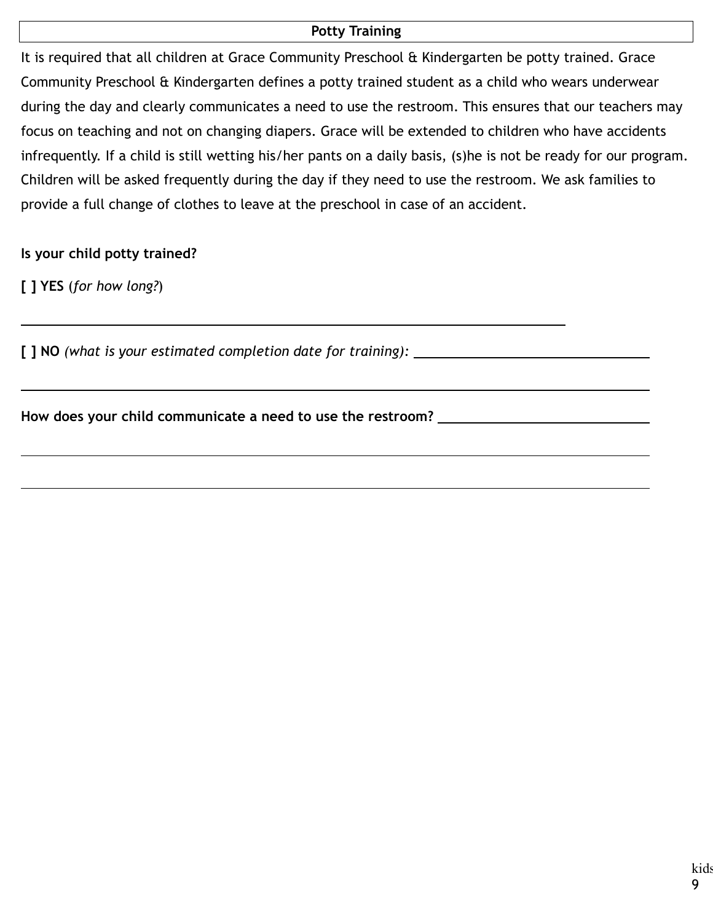## Potty Training

It is required that all children at Grace Community Preschool & Kindergarten be potty trained. Grace Community Preschool & Kindergarten defines a potty trained student as a child who wears underwear during the day and clearly communicates a need to use the restroom. This ensures that our teachers may focus on teaching and not on changing diapers. Grace will be extended to children who have accidents infrequently. If a child is still wetting his/her pants on a daily basis, (s)he is not be ready for our program. Children will be asked frequently during the day if they need to use the restroom. We ask families to provide a full change of clothes to leave at the preschool in case of an accident.

**Is your child potty trained?**

**[ ] YES** (*for how long?*)

\_\_\_\_\_\_\_\_\_\_\_\_\_\_\_\_\_\_\_\_\_\_\_\_\_\_\_\_\_\_\_\_\_\_\_\_\_\_\_\_\_\_\_\_\_\_\_\_\_\_\_\_\_\_\_\_\_\_\_\_

**[ ] NO** *(what is your estimated completion date for training):* \_\_\_\_\_\_\_\_\_\_\_\_\_\_\_\_\_\_\_\_\_\_\_\_\_\_\_\_\_\_

\_\_\_\_\_\_\_\_\_\_\_\_\_\_\_\_\_\_\_\_\_\_\_\_\_\_\_\_\_\_\_\_\_\_\_\_\_\_\_\_\_\_\_\_\_\_\_\_\_\_\_\_\_\_\_\_\_\_\_\_\_\_\_\_\_\_\_\_

**How does your child communicate a need to use the restroom?** \_\_\_\_\_\_\_\_\_\_\_\_\_\_\_\_\_\_\_\_\_\_\_\_\_\_\_\_

\_\_\_\_\_\_\_\_\_\_\_\_\_\_\_\_\_\_\_\_\_\_\_\_\_\_\_\_\_\_\_\_\_\_\_\_\_\_\_\_\_\_\_\_\_\_\_\_\_\_\_\_\_\_\_\_\_\_\_\_\_\_\_\_\_\_\_\_

\_\_\_\_\_\_\_\_\_\_\_\_\_\_\_\_\_\_\_\_\_\_\_\_\_\_\_\_\_\_\_\_\_\_\_\_\_\_\_\_\_\_\_\_\_\_\_\_\_\_\_\_\_\_\_\_\_\_\_\_\_\_\_\_\_\_\_\_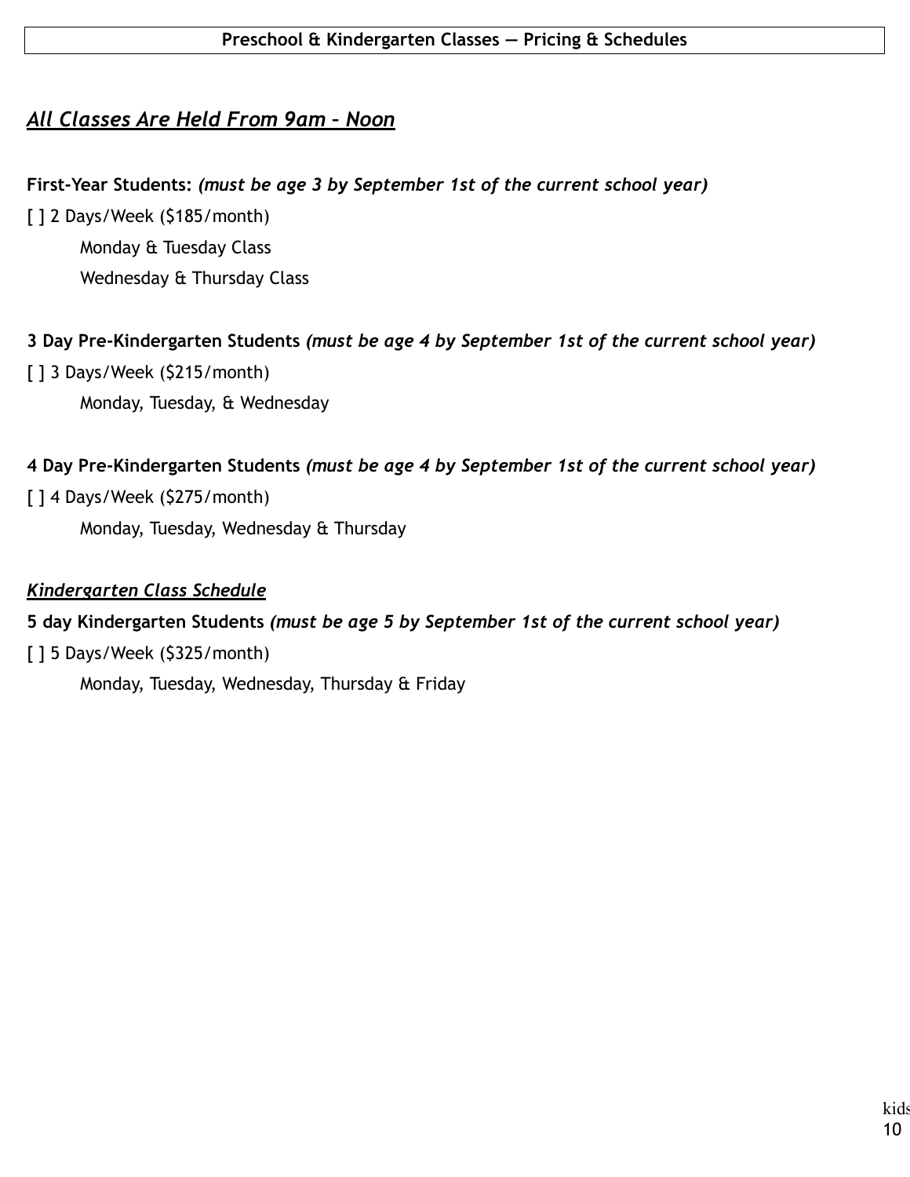# Preschool & Kindergarten Classes — Pricing & Schedules

## ***All Classes Are Held From 9am – Noon***

**First-Year Students:** ***(must be age 3 by September 1st of the current school year)***

[ ] 2 Days/Week ($185/month)

Monday & Tuesday Class

Wednesday & Thursday Class

**3 Day Pre-Kindergarten Students** ***(must be age 4 by September 1st of the current school year)***

[ ] 3 Days/Week ($215/month)

Monday, Tuesday, & Wednesday

**4 Day Pre-Kindergarten Students** ***(must be age 4 by September 1st of the current school year)***

[ ] 4 Days/Week ($275/month)

Monday, Tuesday, Wednesday & Thursday

### ***Kindergarten Class Schedule***

**5 day Kindergarten Students** ***(must be age 5 by September 1st of the current school year)***

[ ] 5 Days/Week ($325/month)

Monday, Tuesday, Wednesday, Thursday & Friday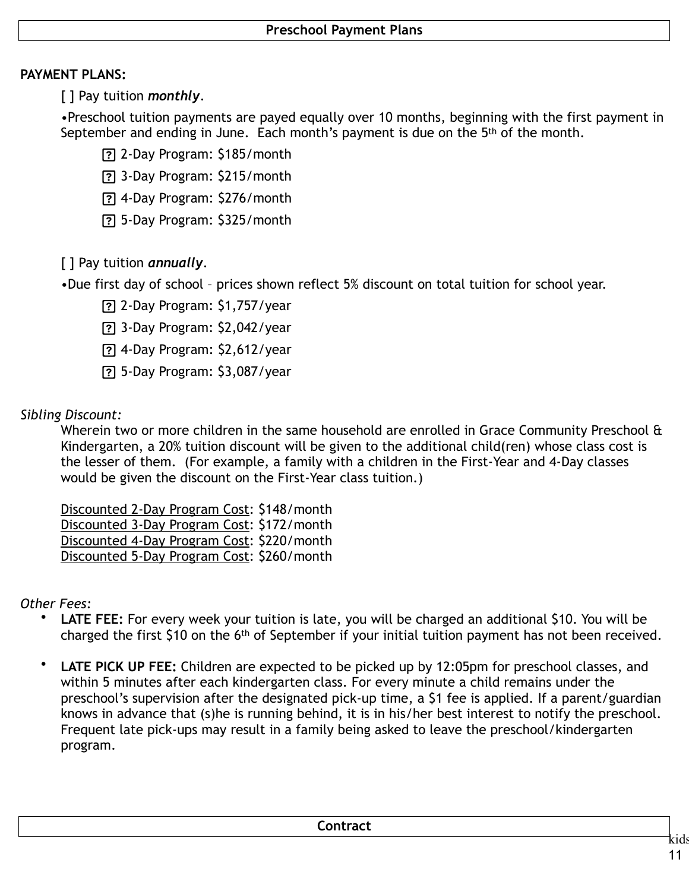## Preschool Payment Plans

**PAYMENT PLANS:**

[ ] Pay tuition ***monthly***.

•Preschool tuition payments are payed equally over 10 months, beginning with the first payment in September and ending in June. Each month's payment is due on the 5th of the month.

- ? 2-Day Program: $185/month
- ? 3-Day Program: $215/month
- ? 4-Day Program: $276/month
- ? 5-Day Program: $325/month

[ ] Pay tuition ***annually***.

•Due first day of school – prices shown reflect 5% discount on total tuition for school year.

- ? 2-Day Program: $1,757/year
- ? 3-Day Program: $2,042/year
- ? 4-Day Program: $2,612/year
- ? 5-Day Program: $3,087/year

*Sibling Discount:*

Wherein two or more children in the same household are enrolled in Grace Community Preschool & Kindergarten, a 20% tuition discount will be given to the additional child(ren) whose class cost is the lesser of them. (For example, a family with a children in the First-Year and 4-Day classes would be given the discount on the First-Year class tuition.)

Discounted 2-Day Program Cost: $148/month
Discounted 3-Day Program Cost: $172/month
Discounted 4-Day Program Cost: $220/month
Discounted 5-Day Program Cost: $260/month

*Other Fees:*

- **LATE FEE:** For every week your tuition is late, you will be charged an additional $10. You will be charged the first $10 on the 6th of September if your initial tuition payment has not been received.
- **LATE PICK UP FEE:** Children are expected to be picked up by 12:05pm for preschool classes, and within 5 minutes after each kindergarten class. For every minute a child remains under the preschool's supervision after the designated pick-up time, a $1 fee is applied. If a parent/guardian knows in advance that (s)he is running behind, it is in his/her best interest to notify the preschool. Frequent late pick-ups may result in a family being asked to leave the preschool/kindergarten program.

## Contract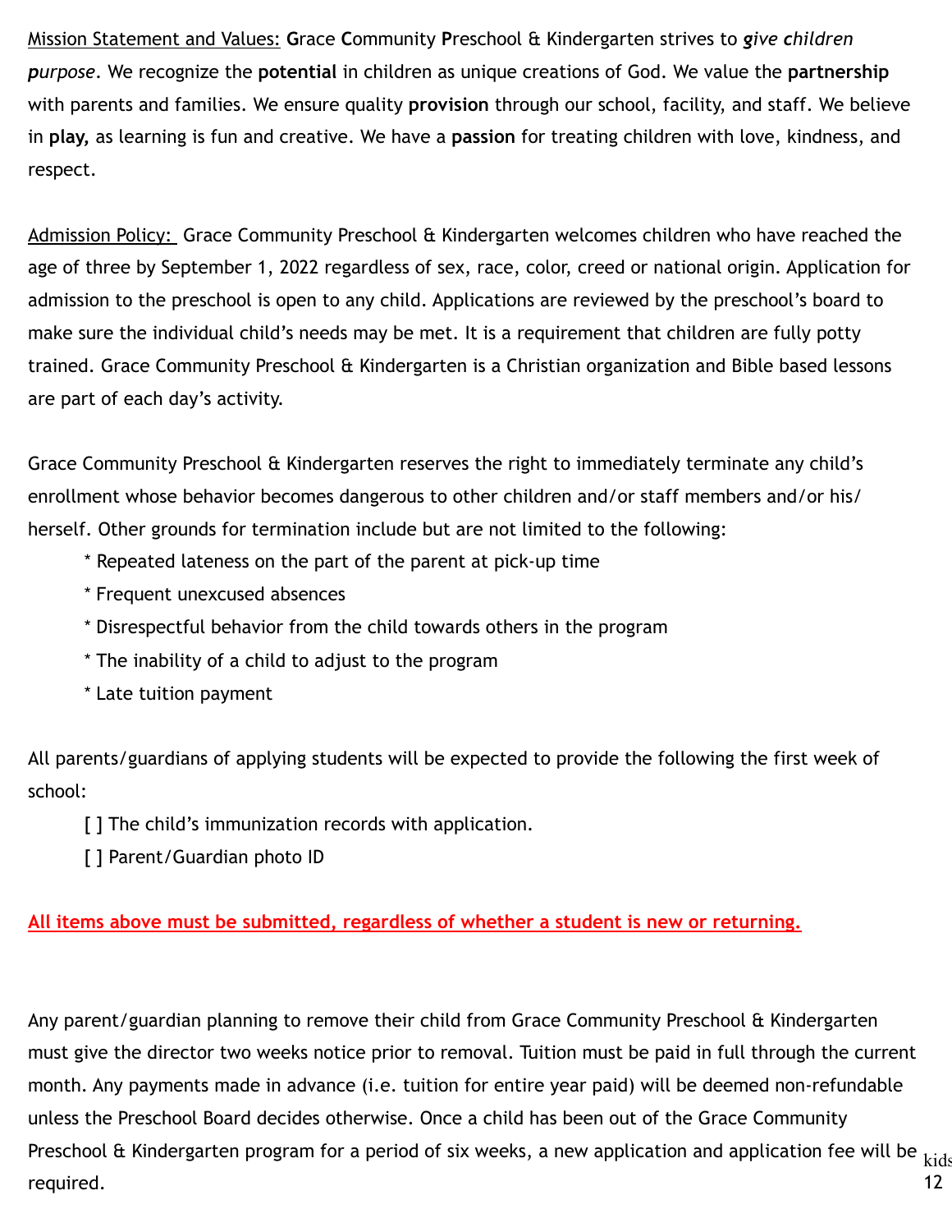Mission Statement and Values: **G**race **C**ommunity **P**reschool & Kindergarten strives to ***give children purpose***. We recognize the **potential** in children as unique creations of God. We value the **partnership** with parents and families. We ensure quality **provision** through our school, facility, and staff. We believe in **play,** as learning is fun and creative. We have a **passion** for treating children with love, kindness, and respect.

Admission Policy: Grace Community Preschool & Kindergarten welcomes children who have reached the age of three by September 1, 2022 regardless of sex, race, color, creed or national origin. Application for admission to the preschool is open to any child. Applications are reviewed by the preschool's board to make sure the individual child's needs may be met. It is a requirement that children are fully potty trained. Grace Community Preschool & Kindergarten is a Christian organization and Bible based lessons are part of each day's activity.

Grace Community Preschool & Kindergarten reserves the right to immediately terminate any child's enrollment whose behavior becomes dangerous to other children and/or staff members and/or his/herself. Other grounds for termination include but are not limited to the following:

- Repeated lateness on the part of the parent at pick-up time
- Frequent unexcused absences
- Disrespectful behavior from the child towards others in the program
- The inability of a child to adjust to the program
- Late tuition payment

All parents/guardians of applying students will be expected to provide the following the first week of school:

- [ ] The child's immunization records with application.
- [ ] Parent/Guardian photo ID

**All items above must be submitted, regardless of whether a student is new or returning.**

Any parent/guardian planning to remove their child from Grace Community Preschool & Kindergarten must give the director two weeks notice prior to removal. Tuition must be paid in full through the current month. Any payments made in advance (i.e. tuition for entire year paid) will be deemed non-refundable unless the Preschool Board decides otherwise. Once a child has been out of the Grace Community Preschool & Kindergarten program for a period of six weeks, a new application and application fee will be required.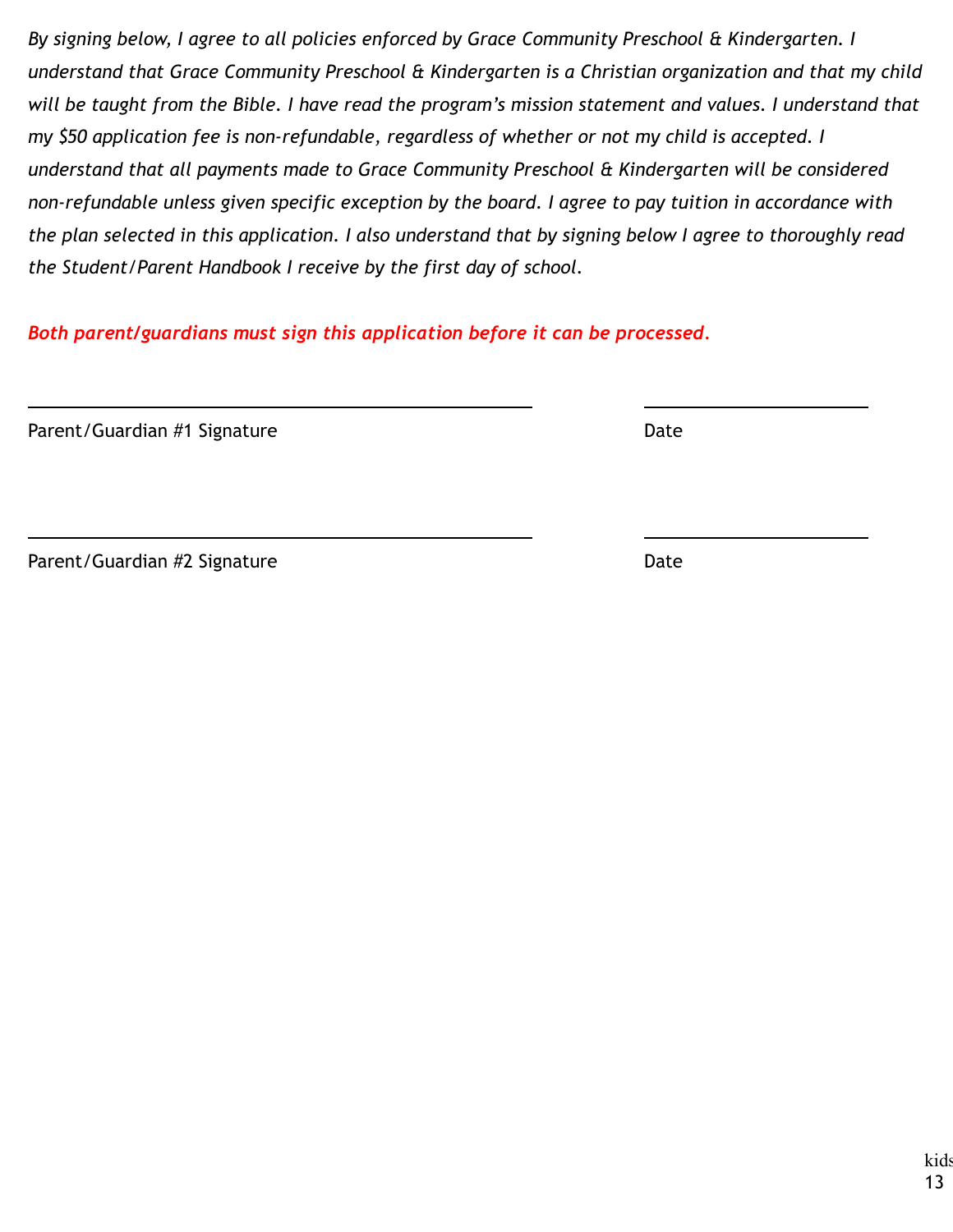*By signing below, I agree to all policies enforced by Grace Community Preschool & Kindergarten. I understand that Grace Community Preschool & Kindergarten is a Christian organization and that my child will be taught from the Bible. I have read the program's mission statement and values. I understand that my $50 application fee is non-refundable, regardless of whether or not my child is accepted. I understand that all payments made to Grace Community Preschool & Kindergarten will be considered non-refundable unless given specific exception by the board. I agree to pay tuition in accordance with the plan selected in this application. I also understand that by signing below I agree to thoroughly read the Student/Parent Handbook I receive by the first day of school.*

***Both parent/guardians must sign this application before it can be processed.***

_______________________________________________ ____________________

Parent/Guardian #1 Signature Date

_______________________________________________ ____________________

Parent/Guardian #2 Signature Date